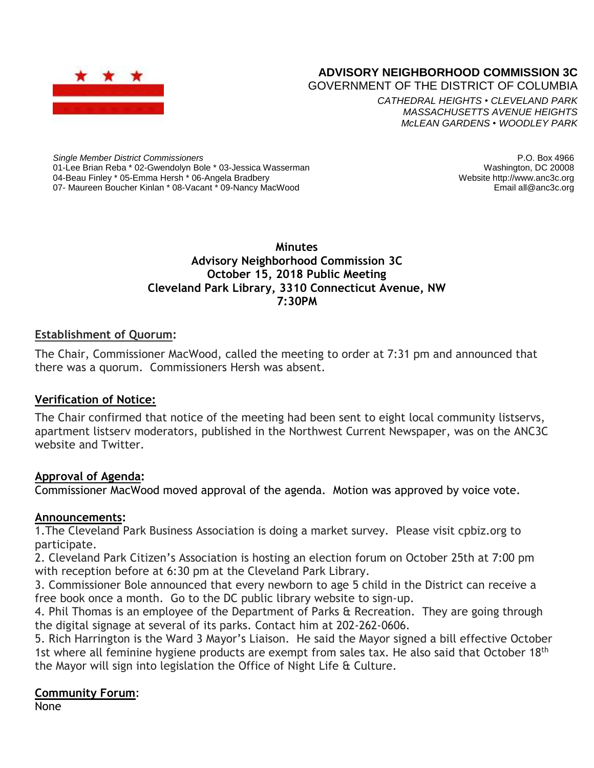# ADVISORY NEIGHBORHOOD COMMISSION 3C

GOVERNMENT OF THE DISTRICT OF COLUMBIA

*CATHEDRAL HEIGHTS • CLEVELAND PARK*
*MASSACHUSETTS AVENUE HEIGHTS*
*McLEAN GARDENS • WOODLEY PARK*

*Single Member District Commissioners*
01-Lee Brian Reba * 02-Gwendolyn Bole * 03-Jessica Wasserman
04-Beau Finley * 05-Emma Hersh * 06-Angela Bradbery
07- Maureen Boucher Kinlan * 08-Vacant * 09-Nancy MacWood

P.O. Box 4966
Washington, DC 20008
Website http://www.anc3c.org
Email all@anc3c.org

**Minutes**
**Advisory Neighborhood Commission 3C**
**October 15, 2018 Public Meeting**
**Cleveland Park Library, 3310 Connecticut Avenue, NW**
**7:30PM**

**Establishment of Quorum:**

The Chair, Commissioner MacWood, called the meeting to order at 7:31 pm and announced that there was a quorum. Commissioners Hersh was absent.

**Verification of Notice:**

The Chair confirmed that notice of the meeting had been sent to eight local community listservs, apartment listserv moderators, published in the Northwest Current Newspaper, was on the ANC3C website and Twitter.

**Approval of Agenda:**

Commissioner MacWood moved approval of the agenda. Motion was approved by voice vote.

**Announcements:**

1.The Cleveland Park Business Association is doing a market survey. Please visit cpbiz.org to participate.
2. Cleveland Park Citizen's Association is hosting an election forum on October 25th at 7:00 pm with reception before at 6:30 pm at the Cleveland Park Library.
3. Commissioner Bole announced that every newborn to age 5 child in the District can receive a free book once a month. Go to the DC public library website to sign-up.
4. Phil Thomas is an employee of the Department of Parks & Recreation. They are going through the digital signage at several of its parks. Contact him at 202-262-0606.
5. Rich Harrington is the Ward 3 Mayor's Liaison. He said the Mayor signed a bill effective October 1st where all feminine hygiene products are exempt from sales tax. He also said that October 18th the Mayor will sign into legislation the Office of Night Life & Culture.

**Community Forum:**

None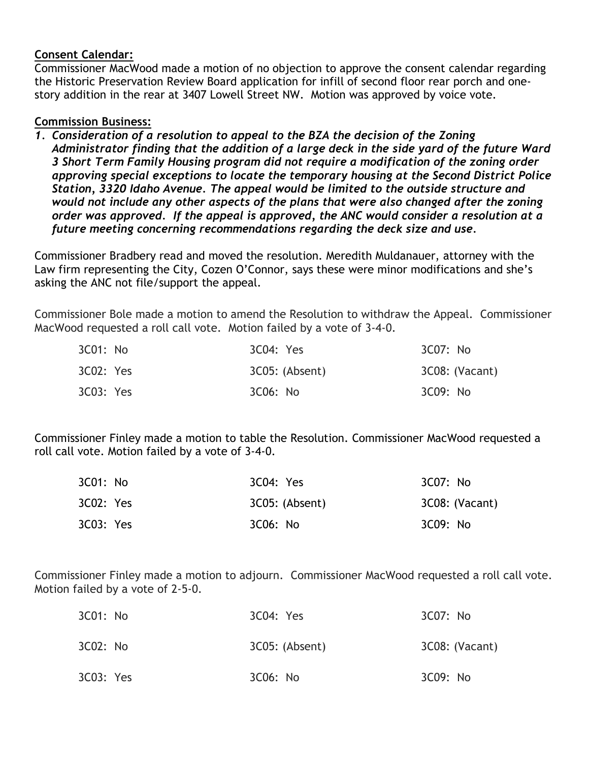**Consent Calendar:**
Commissioner MacWood made a motion of no objection to approve the consent calendar regarding the Historic Preservation Review Board application for infill of second floor rear porch and one-story addition in the rear at 3407 Lowell Street NW. Motion was approved by voice vote.

**Commission Business:**

1. ***Consideration of a resolution to appeal to the BZA the decision of the Zoning Administrator finding that the addition of a large deck in the side yard of the future Ward 3 Short Term Family Housing program did not require a modification of the zoning order approving special exceptions to locate the temporary housing at the Second District Police Station, 3320 Idaho Avenue. The appeal would be limited to the outside structure and would not include any other aspects of the plans that were also changed after the zoning order was approved. If the appeal is approved, the ANC would consider a resolution at a future meeting concerning recommendations regarding the deck size and use.***

Commissioner Bradbery read and moved the resolution. Meredith Muldanauer, attorney with the Law firm representing the City, Cozen O'Connor, says these were minor modifications and she's asking the ANC not file/support the appeal.

Commissioner Bole made a motion to amend the Resolution to withdraw the Appeal. Commissioner MacWood requested a roll call vote. Motion failed by a vote of 3-4-0.

| | | |
|---|---|---|
| 3C01: No | 3C04: Yes | 3C07: No |
| 3C02: Yes | 3C05: (Absent) | 3C08: (Vacant) |
| 3C03: Yes | 3C06: No | 3C09: No |

Commissioner Finley made a motion to table the Resolution. Commissioner MacWood requested a roll call vote. Motion failed by a vote of 3-4-0.

| | | |
|---|---|---|
| 3C01: No | 3C04: Yes | 3C07: No |
| 3C02: Yes | 3C05: (Absent) | 3C08: (Vacant) |
| 3C03: Yes | 3C06: No | 3C09: No |

Commissioner Finley made a motion to adjourn. Commissioner MacWood requested a roll call vote. Motion failed by a vote of 2-5-0.

| | | |
|---|---|---|
| 3C01: No | 3C04: Yes | 3C07: No |
| 3C02: No | 3C05: (Absent) | 3C08: (Vacant) |
| 3C03: Yes | 3C06: No | 3C09: No |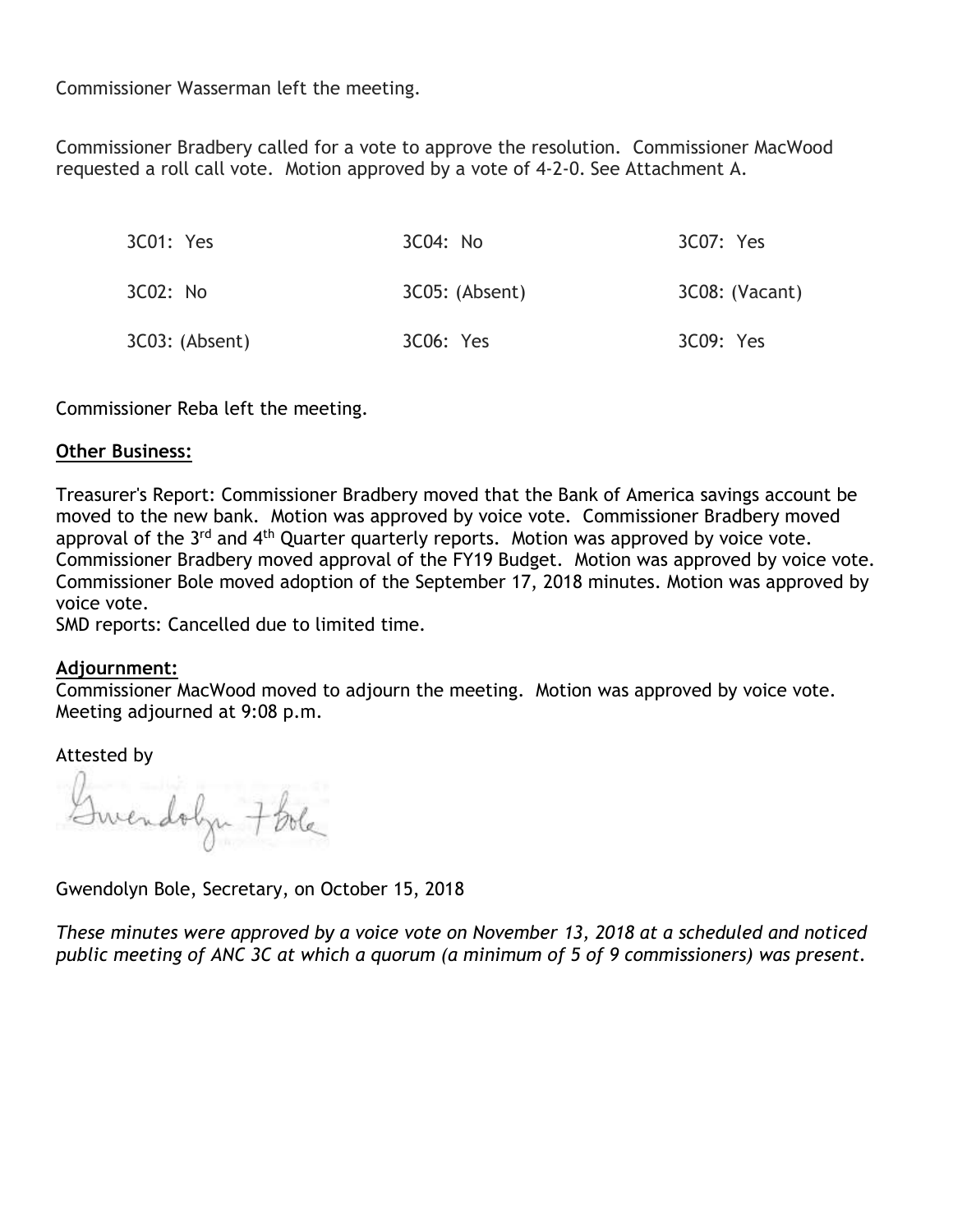Commissioner Wasserman left the meeting.

Commissioner Bradbery called for a vote to approve the resolution. Commissioner MacWood requested a roll call vote. Motion approved by a vote of 4-2-0. See Attachment A.

| | | |
|---|---|---|
| 3C01: Yes | 3C04: No | 3C07: Yes |
| 3C02: No | 3C05: (Absent) | 3C08: (Vacant) |
| 3C03: (Absent) | 3C06: Yes | 3C09: Yes |

Commissioner Reba left the meeting.

**Other Business:**

Treasurer's Report: Commissioner Bradbery moved that the Bank of America savings account be moved to the new bank. Motion was approved by voice vote. Commissioner Bradbery moved approval of the 3rd and 4th Quarter quarterly reports. Motion was approved by voice vote. Commissioner Bradbery moved approval of the FY19 Budget. Motion was approved by voice vote. Commissioner Bole moved adoption of the September 17, 2018 minutes. Motion was approved by voice vote.
SMD reports: Cancelled due to limited time.

**Adjournment:**
Commissioner MacWood moved to adjourn the meeting. Motion was approved by voice vote. Meeting adjourned at 9:08 p.m.

Attested by

Gwendolyn F Bole

Gwendolyn Bole, Secretary, on October 15, 2018

*These minutes were approved by a voice vote on November 13, 2018 at a scheduled and noticed public meeting of ANC 3C at which a quorum (a minimum of 5 of 9 commissioners) was present.*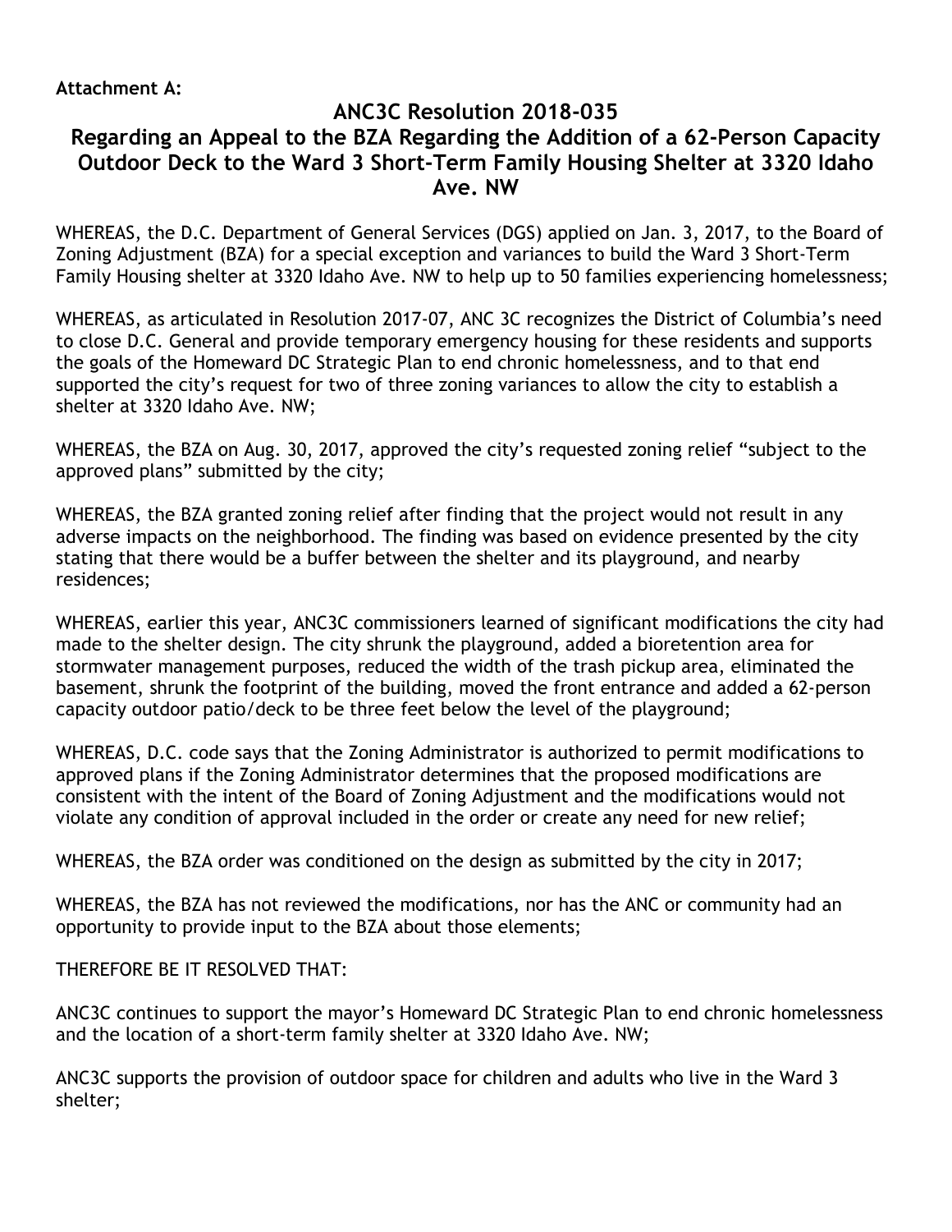**Attachment A:**

## ANC3C Resolution 2018-035

## Regarding an Appeal to the BZA Regarding the Addition of a 62-Person Capacity Outdoor Deck to the Ward 3 Short-Term Family Housing Shelter at 3320 Idaho Ave. NW

WHEREAS, the D.C. Department of General Services (DGS) applied on Jan. 3, 2017, to the Board of Zoning Adjustment (BZA) for a special exception and variances to build the Ward 3 Short-Term Family Housing shelter at 3320 Idaho Ave. NW to help up to 50 families experiencing homelessness;

WHEREAS, as articulated in Resolution 2017-07, ANC 3C recognizes the District of Columbia's need to close D.C. General and provide temporary emergency housing for these residents and supports the goals of the Homeward DC Strategic Plan to end chronic homelessness, and to that end supported the city's request for two of three zoning variances to allow the city to establish a shelter at 3320 Idaho Ave. NW;

WHEREAS, the BZA on Aug. 30, 2017, approved the city's requested zoning relief "subject to the approved plans" submitted by the city;

WHEREAS, the BZA granted zoning relief after finding that the project would not result in any adverse impacts on the neighborhood. The finding was based on evidence presented by the city stating that there would be a buffer between the shelter and its playground, and nearby residences;

WHEREAS, earlier this year, ANC3C commissioners learned of significant modifications the city had made to the shelter design. The city shrunk the playground, added a bioretention area for stormwater management purposes, reduced the width of the trash pickup area, eliminated the basement, shrunk the footprint of the building, moved the front entrance and added a 62-person capacity outdoor patio/deck to be three feet below the level of the playground;

WHEREAS, D.C. code says that the Zoning Administrator is authorized to permit modifications to approved plans if the Zoning Administrator determines that the proposed modifications are consistent with the intent of the Board of Zoning Adjustment and the modifications would not violate any condition of approval included in the order or create any need for new relief;

WHEREAS, the BZA order was conditioned on the design as submitted by the city in 2017;

WHEREAS, the BZA has not reviewed the modifications, nor has the ANC or community had an opportunity to provide input to the BZA about those elements;

THEREFORE BE IT RESOLVED THAT:

ANC3C continues to support the mayor's Homeward DC Strategic Plan to end chronic homelessness and the location of a short-term family shelter at 3320 Idaho Ave. NW;

ANC3C supports the provision of outdoor space for children and adults who live in the Ward 3 shelter;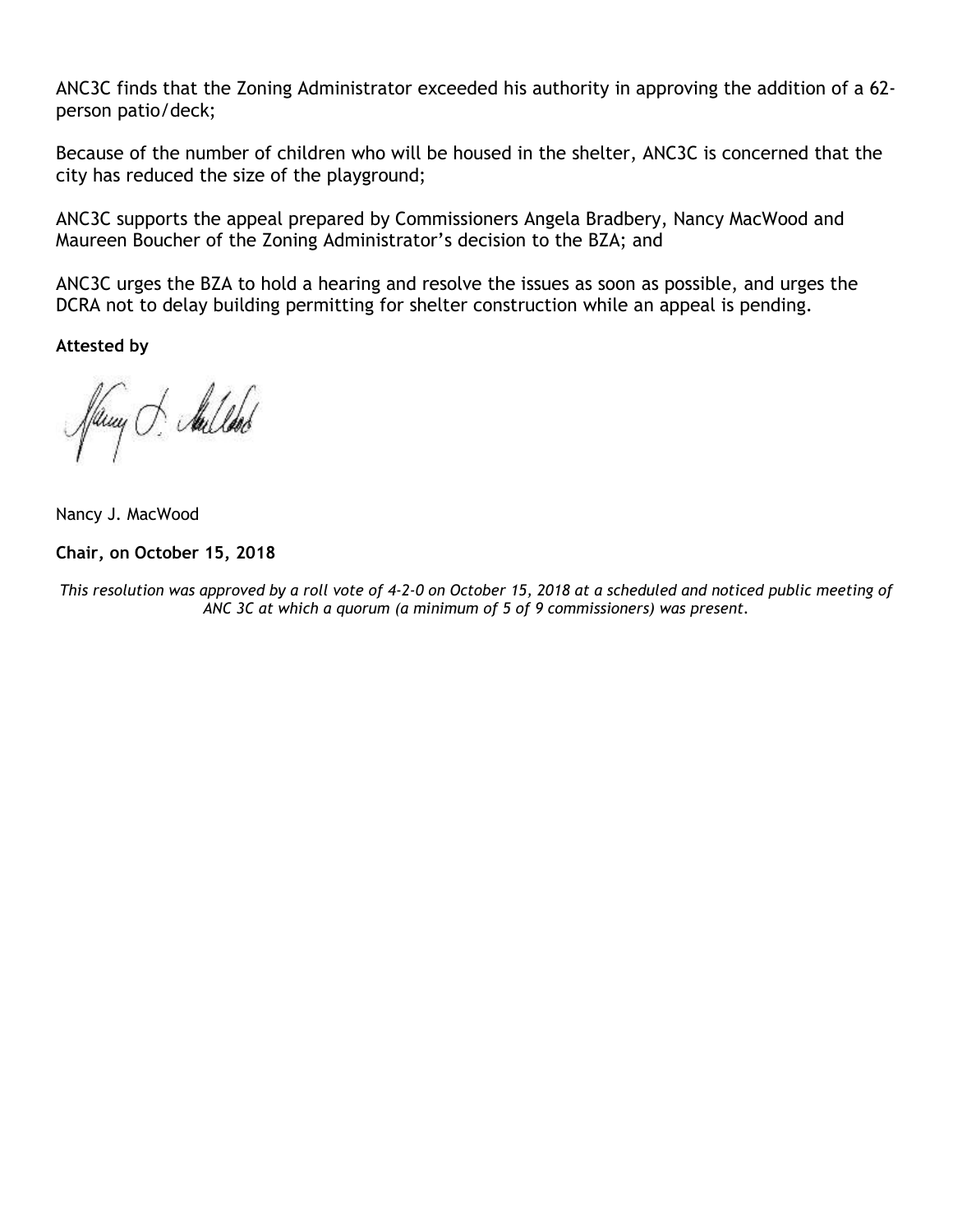ANC3C finds that the Zoning Administrator exceeded his authority in approving the addition of a 62-person patio/deck;

Because of the number of children who will be housed in the shelter, ANC3C is concerned that the city has reduced the size of the playground;

ANC3C supports the appeal prepared by Commissioners Angela Bradbery, Nancy MacWood and Maureen Boucher of the Zoning Administrator's decision to the BZA; and

ANC3C urges the BZA to hold a hearing and resolve the issues as soon as possible, and urges the DCRA not to delay building permitting for shelter construction while an appeal is pending.

**Attested by**

Nancy J. MacWood

**Chair, on October 15, 2018**

*This resolution was approved by a roll vote of 4-2-0 on October 15, 2018 at a scheduled and noticed public meeting of ANC 3C at which a quorum (a minimum of 5 of 9 commissioners) was present.*